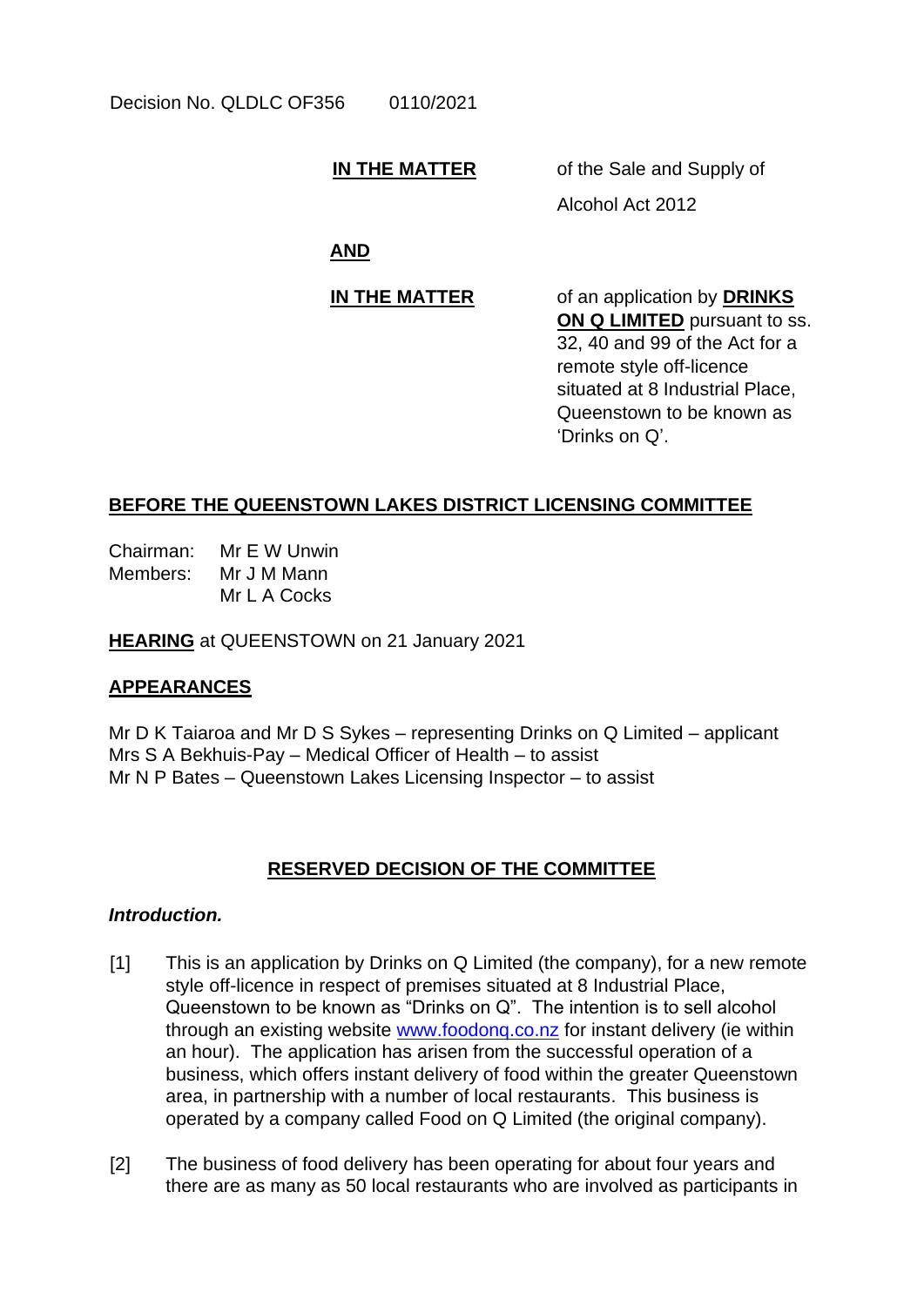Decision No. QLDLC OF356 0110/2021

**IN THE MATTER** of the Sale and Supply of Alcohol Act 2012

**AND**

**IN THE MATTER** of an application by **DRINKS ON Q LIMITED** pursuant to ss. 32, 40 and 99 of the Act for a remote style off-licence situated at 8 Industrial Place, Queenstown to be known as 'Drinks on Q'.

**BEFORE THE QUEENSTOWN LAKES DISTRICT LICENSING COMMITTEE**

Chairman: Mr E W Unwin
Members: Mr J M Mann
Mr L A Cocks

**HEARING** at QUEENSTOWN on 21 January 2021

**APPEARANCES**

Mr D K Taiaroa and Mr D S Sykes – representing Drinks on Q Limited – applicant
Mrs S A Bekhuis-Pay – Medical Officer of Health – to assist
Mr N P Bates – Queenstown Lakes Licensing Inspector – to assist

**RESERVED DECISION OF THE COMMITTEE**

***Introduction.***

[1] This is an application by Drinks on Q Limited (the company), for a new remote style off-licence in respect of premises situated at 8 Industrial Place, Queenstown to be known as "Drinks on Q". The intention is to sell alcohol through an existing website www.foodonq.co.nz for instant delivery (ie within an hour). The application has arisen from the successful operation of a business, which offers instant delivery of food within the greater Queenstown area, in partnership with a number of local restaurants. This business is operated by a company called Food on Q Limited (the original company).

[2] The business of food delivery has been operating for about four years and there are as many as 50 local restaurants who are involved as participants in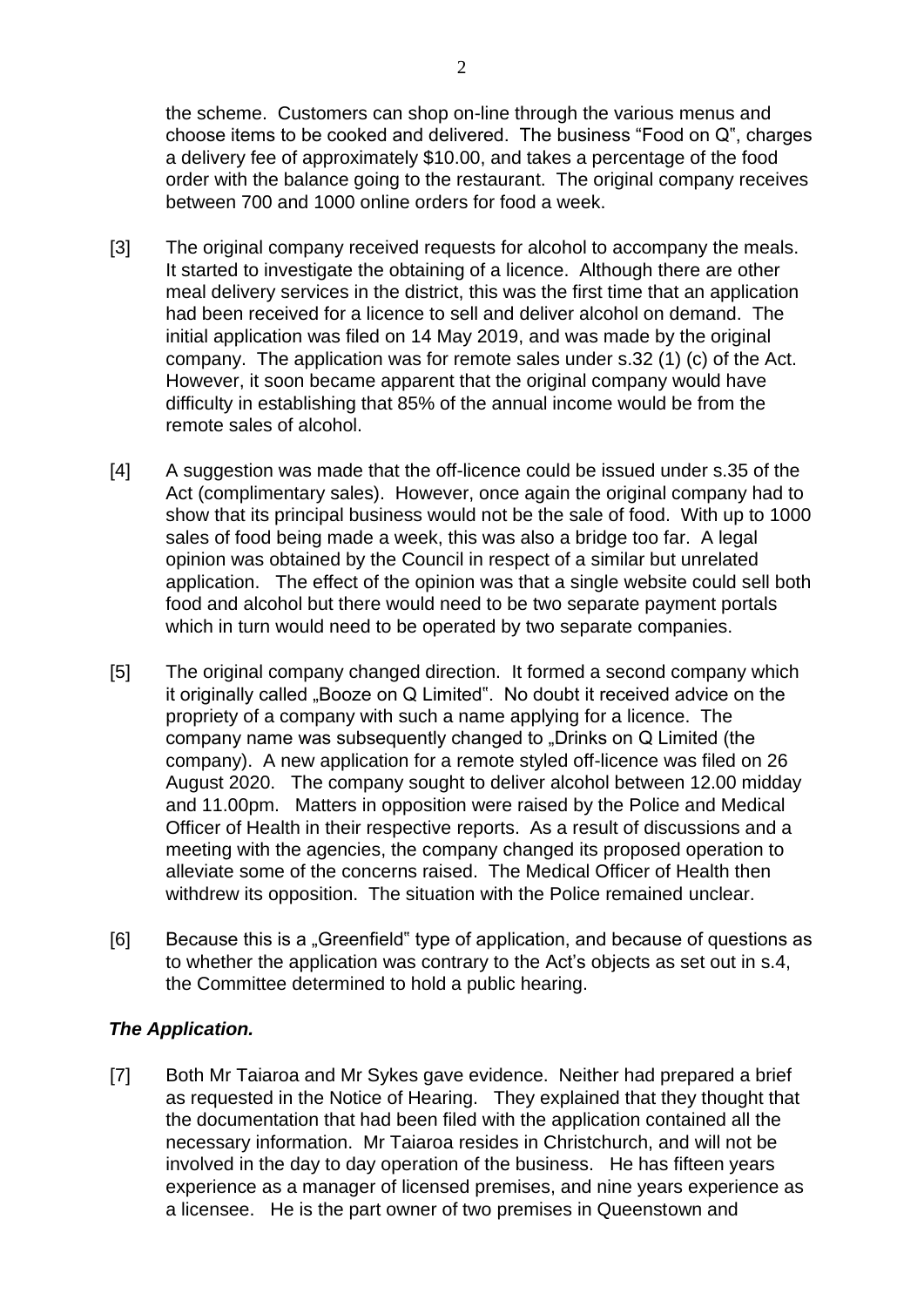the scheme. Customers can shop on-line through the various menus and choose items to be cooked and delivered. The business "Food on Q", charges a delivery fee of approximately $10.00, and takes a percentage of the food order with the balance going to the restaurant. The original company receives between 700 and 1000 online orders for food a week.

[3] The original company received requests for alcohol to accompany the meals. It started to investigate the obtaining of a licence. Although there are other meal delivery services in the district, this was the first time that an application had been received for a licence to sell and deliver alcohol on demand. The initial application was filed on 14 May 2019, and was made by the original company. The application was for remote sales under s.32 (1) (c) of the Act. However, it soon became apparent that the original company would have difficulty in establishing that 85% of the annual income would be from the remote sales of alcohol.

[4] A suggestion was made that the off-licence could be issued under s.35 of the Act (complimentary sales). However, once again the original company had to show that its principal business would not be the sale of food. With up to 1000 sales of food being made a week, this was also a bridge too far. A legal opinion was obtained by the Council in respect of a similar but unrelated application. The effect of the opinion was that a single website could sell both food and alcohol but there would need to be two separate payment portals which in turn would need to be operated by two separate companies.

[5] The original company changed direction. It formed a second company which it originally called „Booze on Q Limited". No doubt it received advice on the propriety of a company with such a name applying for a licence. The company name was subsequently changed to „Drinks on Q Limited (the company). A new application for a remote styled off-licence was filed on 26 August 2020. The company sought to deliver alcohol between 12.00 midday and 11.00pm. Matters in opposition were raised by the Police and Medical Officer of Health in their respective reports. As a result of discussions and a meeting with the agencies, the company changed its proposed operation to alleviate some of the concerns raised. The Medical Officer of Health then withdrew its opposition. The situation with the Police remained unclear.

[6] Because this is a „Greenfield" type of application, and because of questions as to whether the application was contrary to the Act's objects as set out in s.4, the Committee determined to hold a public hearing.

### *The Application.*

[7] Both Mr Taiaroa and Mr Sykes gave evidence. Neither had prepared a brief as requested in the Notice of Hearing. They explained that they thought that the documentation that had been filed with the application contained all the necessary information. Mr Taiaroa resides in Christchurch, and will not be involved in the day to day operation of the business. He has fifteen years experience as a manager of licensed premises, and nine years experience as a licensee. He is the part owner of two premises in Queenstown and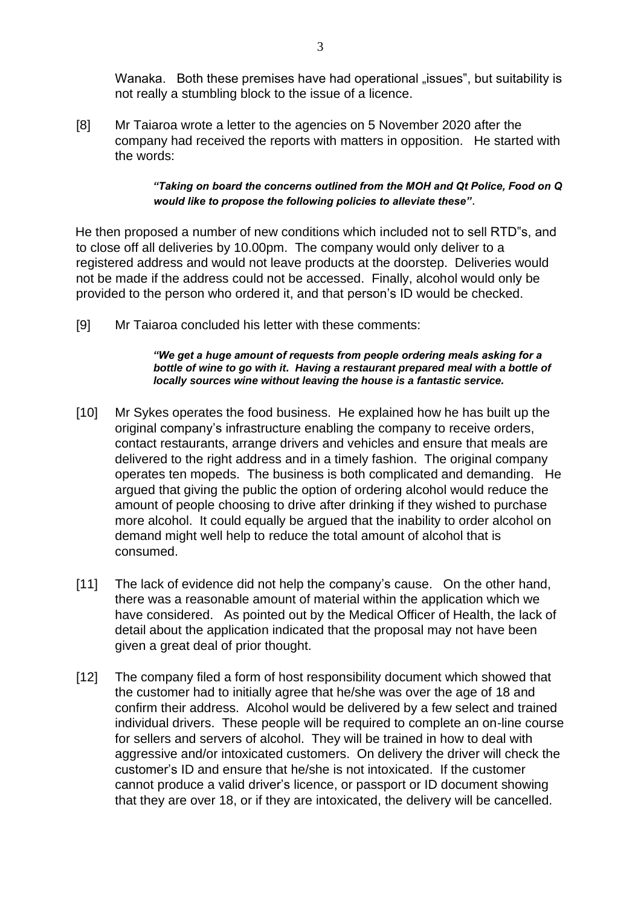Wanaka. Both these premises have had operational „issues", but suitability is not really a stumbling block to the issue of a licence.

[8] Mr Taiaroa wrote a letter to the agencies on 5 November 2020 after the company had received the reports with matters in opposition. He started with the words:

> ***"Taking on board the concerns outlined from the MOH and Qt Police, Food on Q would like to propose the following policies to alleviate these"***.

He then proposed a number of new conditions which included not to sell RTD"s, and to close off all deliveries by 10.00pm. The company would only deliver to a registered address and would not leave products at the doorstep. Deliveries would not be made if the address could not be accessed. Finally, alcohol would only be provided to the person who ordered it, and that person's ID would be checked.

[9] Mr Taiaroa concluded his letter with these comments:

> ***"We get a huge amount of requests from people ordering meals asking for a bottle of wine to go with it. Having a restaurant prepared meal with a bottle of locally sources wine without leaving the house is a fantastic service.***

[10] Mr Sykes operates the food business. He explained how he has built up the original company's infrastructure enabling the company to receive orders, contact restaurants, arrange drivers and vehicles and ensure that meals are delivered to the right address and in a timely fashion. The original company operates ten mopeds. The business is both complicated and demanding. He argued that giving the public the option of ordering alcohol would reduce the amount of people choosing to drive after drinking if they wished to purchase more alcohol. It could equally be argued that the inability to order alcohol on demand might well help to reduce the total amount of alcohol that is consumed.

[11] The lack of evidence did not help the company's cause. On the other hand, there was a reasonable amount of material within the application which we have considered. As pointed out by the Medical Officer of Health, the lack of detail about the application indicated that the proposal may not have been given a great deal of prior thought.

[12] The company filed a form of host responsibility document which showed that the customer had to initially agree that he/she was over the age of 18 and confirm their address. Alcohol would be delivered by a few select and trained individual drivers. These people will be required to complete an on-line course for sellers and servers of alcohol. They will be trained in how to deal with aggressive and/or intoxicated customers. On delivery the driver will check the customer's ID and ensure that he/she is not intoxicated. If the customer cannot produce a valid driver's licence, or passport or ID document showing that they are over 18, or if they are intoxicated, the delivery will be cancelled.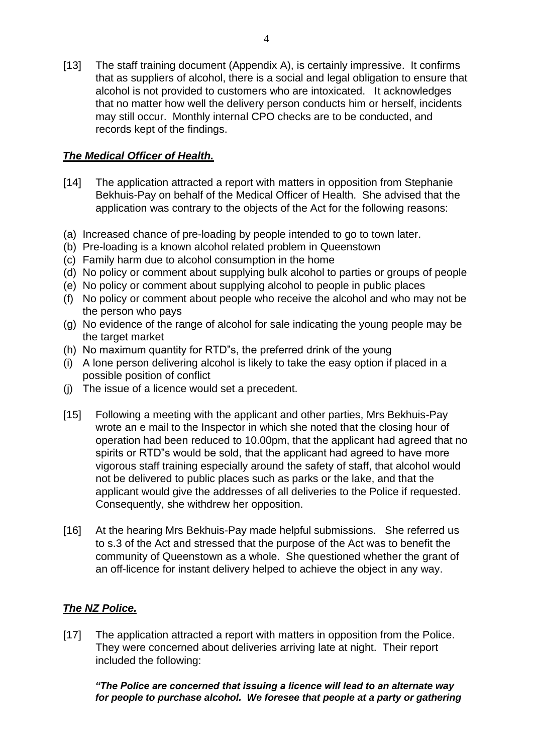[13] The staff training document (Appendix A), is certainly impressive. It confirms that as suppliers of alcohol, there is a social and legal obligation to ensure that alcohol is not provided to customers who are intoxicated. It acknowledges that no matter how well the delivery person conducts him or herself, incidents may still occur. Monthly internal CPO checks are to be conducted, and records kept of the findings.

## ***The Medical Officer of Health.***

[14] The application attracted a report with matters in opposition from Stephanie Bekhuis-Pay on behalf of the Medical Officer of Health. She advised that the application was contrary to the objects of the Act for the following reasons:

(a) Increased chance of pre-loading by people intended to go to town later.
(b) Pre-loading is a known alcohol related problem in Queenstown
(c) Family harm due to alcohol consumption in the home
(d) No policy or comment about supplying bulk alcohol to parties or groups of people
(e) No policy or comment about supplying alcohol to people in public places
(f) No policy or comment about people who receive the alcohol and who may not be the person who pays
(g) No evidence of the range of alcohol for sale indicating the young people may be the target market
(h) No maximum quantity for RTD"s, the preferred drink of the young
(i) A lone person delivering alcohol is likely to take the easy option if placed in a possible position of conflict
(j) The issue of a licence would set a precedent.

[15] Following a meeting with the applicant and other parties, Mrs Bekhuis-Pay wrote an e mail to the Inspector in which she noted that the closing hour of operation had been reduced to 10.00pm, that the applicant had agreed that no spirits or RTD"s would be sold, that the applicant had agreed to have more vigorous staff training especially around the safety of staff, that alcohol would not be delivered to public places such as parks or the lake, and that the applicant would give the addresses of all deliveries to the Police if requested. Consequently, she withdrew her opposition.

[16] At the hearing Mrs Bekhuis-Pay made helpful submissions. She referred us to s.3 of the Act and stressed that the purpose of the Act was to benefit the community of Queenstown as a whole. She questioned whether the grant of an off-licence for instant delivery helped to achieve the object in any way.

## ***The NZ Police.***

[17] The application attracted a report with matters in opposition from the Police. They were concerned about deliveries arriving late at night. Their report included the following:

> ***"The Police are concerned that issuing a licence will lead to an alternate way for people to purchase alcohol. We foresee that people at a party or gathering***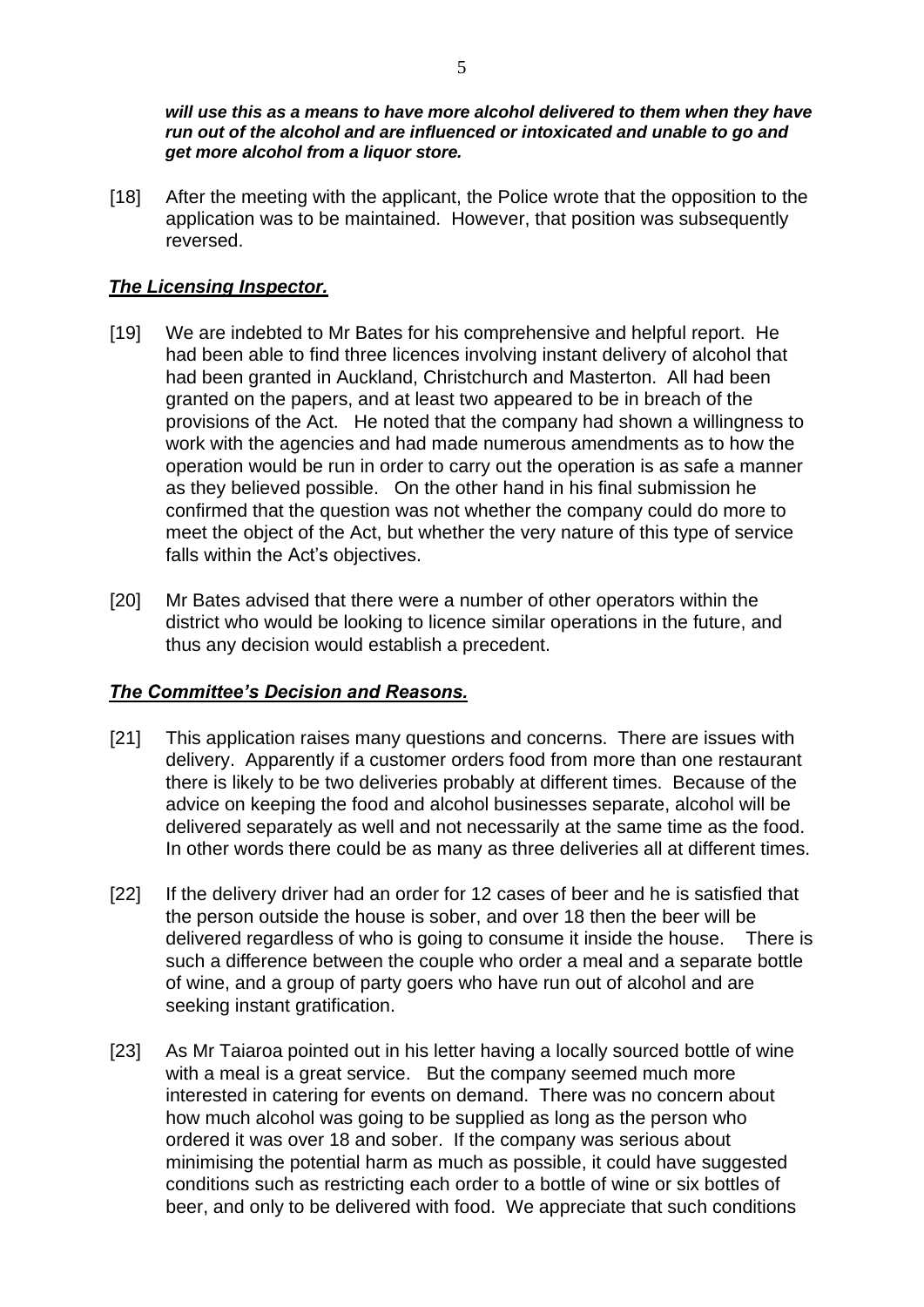***will use this as a means to have more alcohol delivered to them when they have run out of the alcohol and are influenced or intoxicated and unable to go and get more alcohol from a liquor store.***

[18] After the meeting with the applicant, the Police wrote that the opposition to the application was to be maintained. However, that position was subsequently reversed.

## ***The Licensing Inspector.***

[19] We are indebted to Mr Bates for his comprehensive and helpful report. He had been able to find three licences involving instant delivery of alcohol that had been granted in Auckland, Christchurch and Masterton. All had been granted on the papers, and at least two appeared to be in breach of the provisions of the Act. He noted that the company had shown a willingness to work with the agencies and had made numerous amendments as to how the operation would be run in order to carry out the operation is as safe a manner as they believed possible. On the other hand in his final submission he confirmed that the question was not whether the company could do more to meet the object of the Act, but whether the very nature of this type of service falls within the Act's objectives.

[20] Mr Bates advised that there were a number of other operators within the district who would be looking to licence similar operations in the future, and thus any decision would establish a precedent.

## ***The Committee's Decision and Reasons.***

[21] This application raises many questions and concerns. There are issues with delivery. Apparently if a customer orders food from more than one restaurant there is likely to be two deliveries probably at different times. Because of the advice on keeping the food and alcohol businesses separate, alcohol will be delivered separately as well and not necessarily at the same time as the food. In other words there could be as many as three deliveries all at different times.

[22] If the delivery driver had an order for 12 cases of beer and he is satisfied that the person outside the house is sober, and over 18 then the beer will be delivered regardless of who is going to consume it inside the house. There is such a difference between the couple who order a meal and a separate bottle of wine, and a group of party goers who have run out of alcohol and are seeking instant gratification.

[23] As Mr Taiaroa pointed out in his letter having a locally sourced bottle of wine with a meal is a great service. But the company seemed much more interested in catering for events on demand. There was no concern about how much alcohol was going to be supplied as long as the person who ordered it was over 18 and sober. If the company was serious about minimising the potential harm as much as possible, it could have suggested conditions such as restricting each order to a bottle of wine or six bottles of beer, and only to be delivered with food. We appreciate that such conditions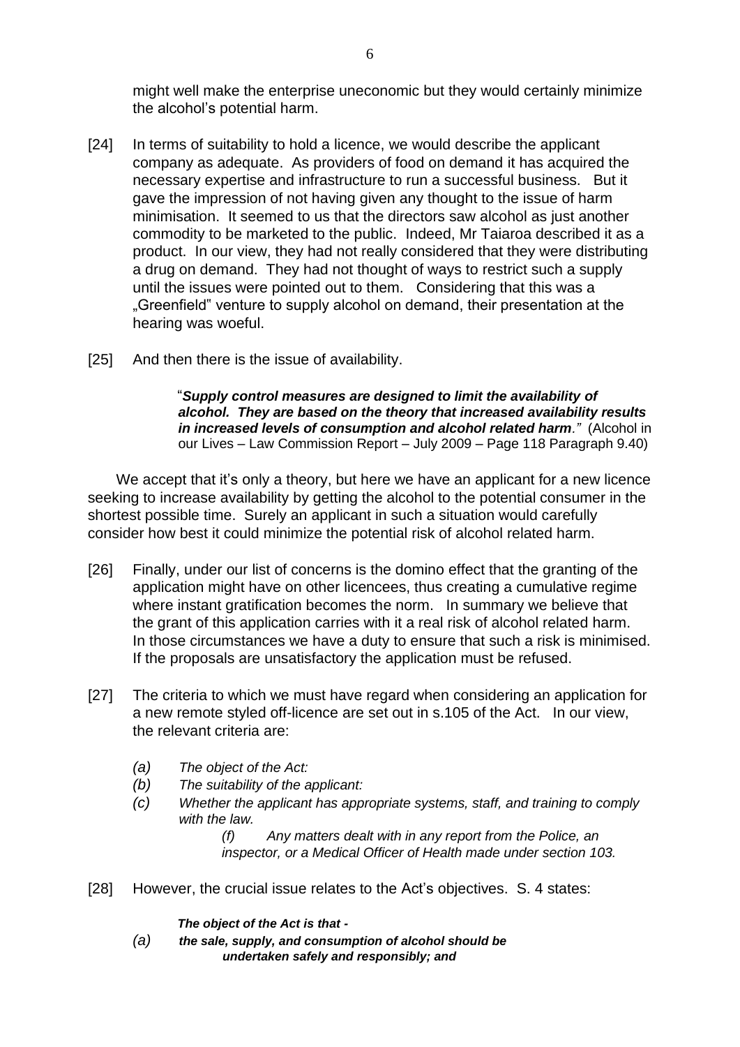might well make the enterprise uneconomic but they would certainly minimize the alcohol's potential harm.

[24] In terms of suitability to hold a licence, we would describe the applicant company as adequate. As providers of food on demand it has acquired the necessary expertise and infrastructure to run a successful business. But it gave the impression of not having given any thought to the issue of harm minimisation. It seemed to us that the directors saw alcohol as just another commodity to be marketed to the public. Indeed, Mr Taiaroa described it as a product. In our view, they had not really considered that they were distributing a drug on demand. They had not thought of ways to restrict such a supply until the issues were pointed out to them. Considering that this was a „Greenfield" venture to supply alcohol on demand, their presentation at the hearing was woeful.

[25] And then there is the issue of availability.

> "***Supply control measures are designed to limit the availability of alcohol. They are based on the theory that increased availability results in increased levels of consumption and alcohol related harm.***" (Alcohol in our Lives – Law Commission Report – July 2009 – Page 118 Paragraph 9.40)

We accept that it's only a theory, but here we have an applicant for a new licence seeking to increase availability by getting the alcohol to the potential consumer in the shortest possible time. Surely an applicant in such a situation would carefully consider how best it could minimize the potential risk of alcohol related harm.

[26] Finally, under our list of concerns is the domino effect that the granting of the application might have on other licencees, thus creating a cumulative regime where instant gratification becomes the norm. In summary we believe that the grant of this application carries with it a real risk of alcohol related harm. In those circumstances we have a duty to ensure that such a risk is minimised. If the proposals are unsatisfactory the application must be refused.

[27] The criteria to which we must have regard when considering an application for a new remote styled off-licence are set out in s.105 of the Act. In our view, the relevant criteria are:

*(a) The object of the Act:*
*(b) The suitability of the applicant:*
*(c) Whether the applicant has appropriate systems, staff, and training to comply with the law.*
*(f) Any matters dealt with in any report from the Police, an inspector, or a Medical Officer of Health made under section 103.*

[28] However, the crucial issue relates to the Act's objectives. S. 4 states:

> ***The object of the Act is that -***
>
> ***(a) the sale, supply, and consumption of alcohol should be undertaken safely and responsibly; and***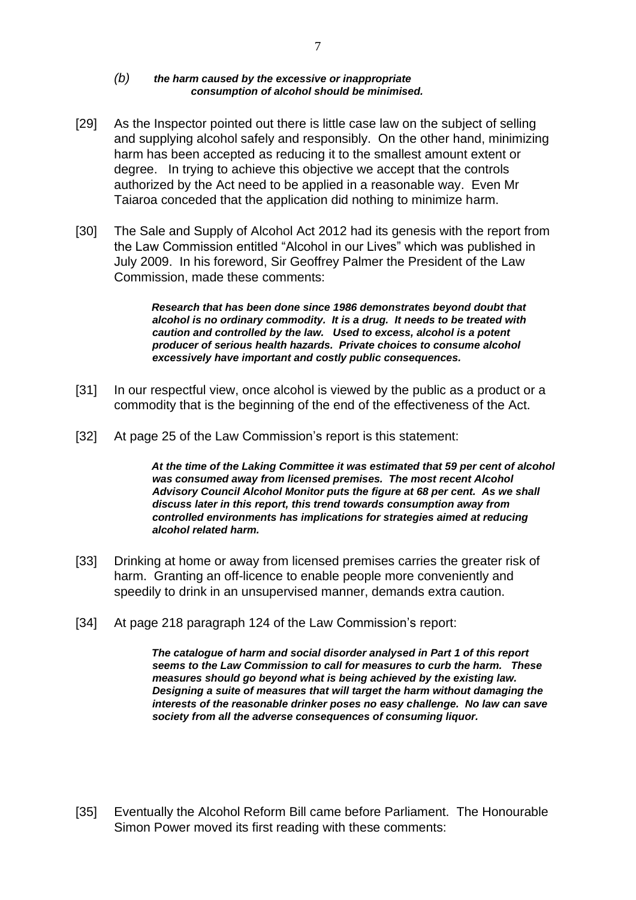*(b)* ***the harm caused by the excessive or inappropriate consumption of alcohol should be minimised.***

[29] As the Inspector pointed out there is little case law on the subject of selling and supplying alcohol safely and responsibly. On the other hand, minimizing harm has been accepted as reducing it to the smallest amount extent or degree. In trying to achieve this objective we accept that the controls authorized by the Act need to be applied in a reasonable way. Even Mr Taiaroa conceded that the application did nothing to minimize harm.

[30] The Sale and Supply of Alcohol Act 2012 had its genesis with the report from the Law Commission entitled "Alcohol in our Lives" which was published in July 2009. In his foreword, Sir Geoffrey Palmer the President of the Law Commission, made these comments:

> ***Research that has been done since 1986 demonstrates beyond doubt that alcohol is no ordinary commodity. It is a drug. It needs to be treated with caution and controlled by the law. Used to excess, alcohol is a potent producer of serious health hazards. Private choices to consume alcohol excessively have important and costly public consequences.***

[31] In our respectful view, once alcohol is viewed by the public as a product or a commodity that is the beginning of the end of the effectiveness of the Act.

[32] At page 25 of the Law Commission's report is this statement:

> ***At the time of the Laking Committee it was estimated that 59 per cent of alcohol was consumed away from licensed premises. The most recent Alcohol Advisory Council Alcohol Monitor puts the figure at 68 per cent. As we shall discuss later in this report, this trend towards consumption away from controlled environments has implications for strategies aimed at reducing alcohol related harm.***

[33] Drinking at home or away from licensed premises carries the greater risk of harm. Granting an off-licence to enable people more conveniently and speedily to drink in an unsupervised manner, demands extra caution.

[34] At page 218 paragraph 124 of the Law Commission's report:

> ***The catalogue of harm and social disorder analysed in Part 1 of this report seems to the Law Commission to call for measures to curb the harm. These measures should go beyond what is being achieved by the existing law. Designing a suite of measures that will target the harm without damaging the interests of the reasonable drinker poses no easy challenge. No law can save society from all the adverse consequences of consuming liquor.***

[35] Eventually the Alcohol Reform Bill came before Parliament. The Honourable Simon Power moved its first reading with these comments: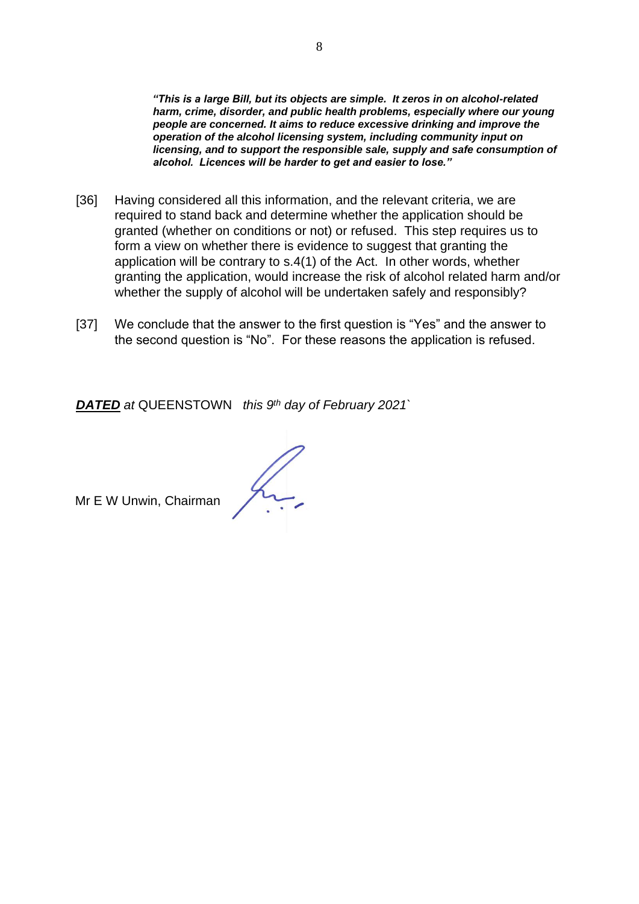> ***"This is a large Bill, but its objects are simple. It zeros in on alcohol-related harm, crime, disorder, and public health problems, especially where our young people are concerned. It aims to reduce excessive drinking and improve the operation of the alcohol licensing system, including community input on licensing, and to support the responsible sale, supply and safe consumption of alcohol. Licences will be harder to get and easier to lose."***

[36] Having considered all this information, and the relevant criteria, we are required to stand back and determine whether the application should be granted (whether on conditions or not) or refused. This step requires us to form a view on whether there is evidence to suggest that granting the application will be contrary to s.4(1) of the Act. In other words, whether granting the application, would increase the risk of alcohol related harm and/or whether the supply of alcohol will be undertaken safely and responsibly?

[37] We conclude that the answer to the first question is "Yes" and the answer to the second question is "No". For these reasons the application is refused.

***<u>DATED</u>*** *at* QUEENSTOWN *this 9th day of February 2021`*

Mr E W Unwin, Chairman